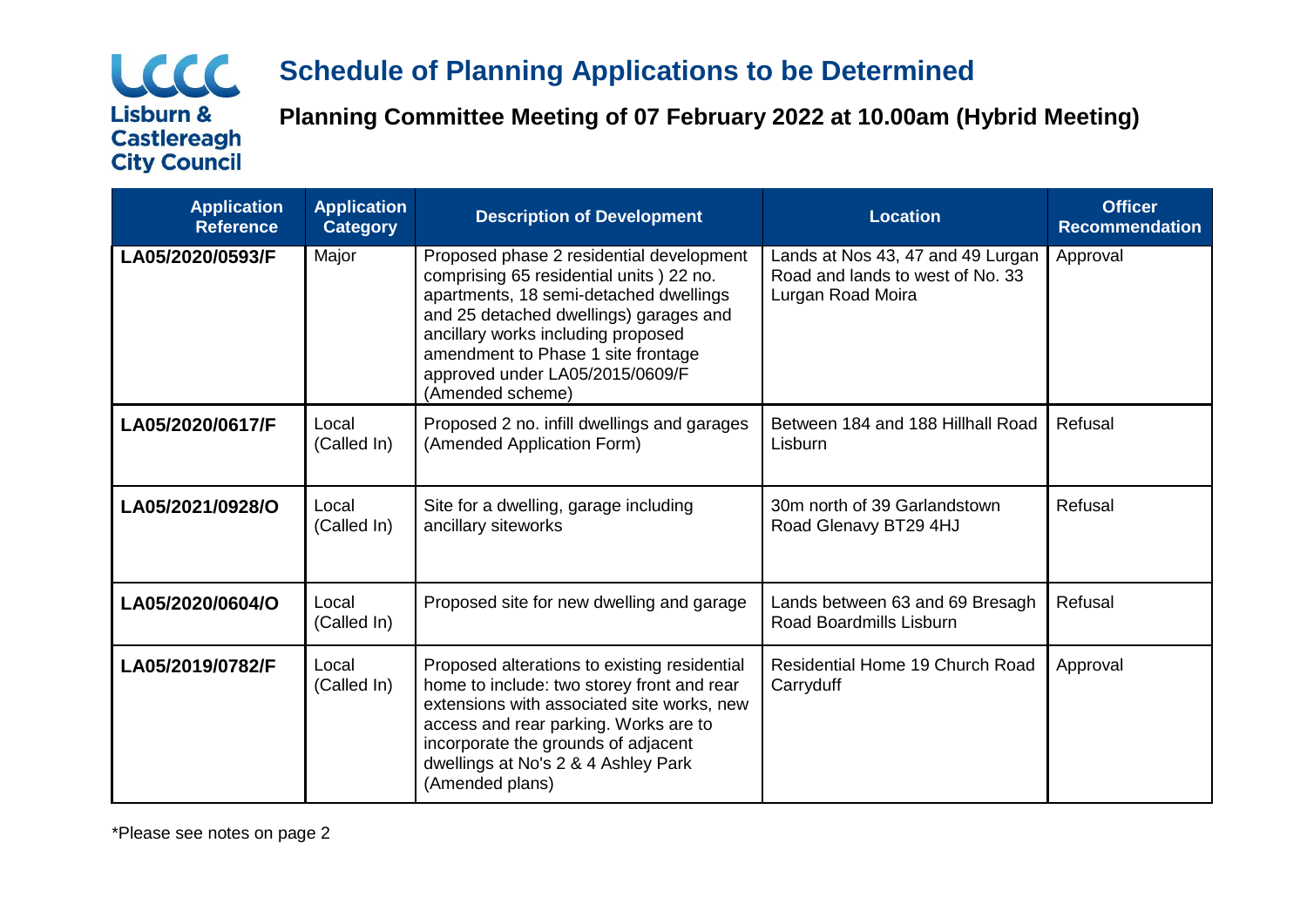# Schedule of Planning Applications to be Determined

## Planning Committee Meeting of 07 February 2022 at 10.00am (Hybrid Meeting)

| Application Reference | Application Category | Description of Development | Location | Officer Recommendation |
|---|---|---|---|---|
| **LA05/2020/0593/F** | Major | Proposed phase 2 residential development comprising 65 residential units ) 22 no. apartments, 18 semi-detached dwellings and 25 detached dwellings) garages and ancillary works including proposed amendment to Phase 1 site frontage approved under LA05/2015/0609/F (Amended scheme) | Lands at Nos 43, 47 and 49 Lurgan Road and lands to west of No. 33 Lurgan Road Moira | Approval |
| **LA05/2020/0617/F** | Local (Called In) | Proposed 2 no. infill dwellings and garages (Amended Application Form) | Between 184 and 188 Hillhall Road Lisburn | Refusal |
| **LA05/2021/0928/O** | Local (Called In) | Site for a dwelling, garage including ancillary siteworks | 30m north of 39 Garlandstown Road Glenavy BT29 4HJ | Refusal |
| **LA05/2020/0604/O** | Local (Called In) | Proposed site for new dwelling and garage | Lands between 63 and 69 Bresagh Road Boardmills Lisburn | Refusal |
| **LA05/2019/0782/F** | Local (Called In) | Proposed alterations to existing residential home to include: two storey front and rear extensions with associated site works, new access and rear parking. Works are to incorporate the grounds of adjacent dwellings at No's 2 & 4 Ashley Park (Amended plans) | Residential Home 19 Church Road Carryduff | Approval |

*Please see notes on page 2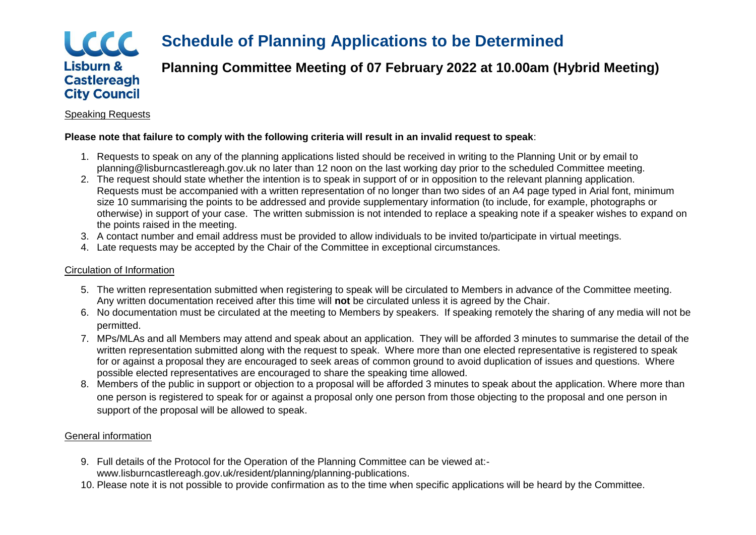# Schedule of Planning Applications to be Determined

## Planning Committee Meeting of 07 February 2022 at 10.00am (Hybrid Meeting)

Lisburn & Castlereagh City Council

Speaking Requests

**Please note that failure to comply with the following criteria will result in an invalid request to speak**:

1. Requests to speak on any of the planning applications listed should be received in writing to the Planning Unit or by email to planning@lisburncastlereagh.gov.uk no later than 12 noon on the last working day prior to the scheduled Committee meeting.
2. The request should state whether the intention is to speak in support of or in opposition to the relevant planning application. Requests must be accompanied with a written representation of no longer than two sides of an A4 page typed in Arial font, minimum size 10 summarising the points to be addressed and provide supplementary information (to include, for example, photographs or otherwise) in support of your case. The written submission is not intended to replace a speaking note if a speaker wishes to expand on the points raised in the meeting.
3. A contact number and email address must be provided to allow individuals to be invited to/participate in virtual meetings.
4. Late requests may be accepted by the Chair of the Committee in exceptional circumstances.

Circulation of Information

5. The written representation submitted when registering to speak will be circulated to Members in advance of the Committee meeting. Any written documentation received after this time will **not** be circulated unless it is agreed by the Chair.
6. No documentation must be circulated at the meeting to Members by speakers. If speaking remotely the sharing of any media will not be permitted.
7. MPs/MLAs and all Members may attend and speak about an application. They will be afforded 3 minutes to summarise the detail of the written representation submitted along with the request to speak. Where more than one elected representative is registered to speak for or against a proposal they are encouraged to seek areas of common ground to avoid duplication of issues and questions. Where possible elected representatives are encouraged to share the speaking time allowed.
8. Members of the public in support or objection to a proposal will be afforded 3 minutes to speak about the application. Where more than one person is registered to speak for or against a proposal only one person from those objecting to the proposal and one person in support of the proposal will be allowed to speak.

General information

9. Full details of the Protocol for the Operation of the Planning Committee can be viewed at:- www.lisburncastlereagh.gov.uk/resident/planning/planning-publications.
10. Please note it is not possible to provide confirmation as to the time when specific applications will be heard by the Committee.